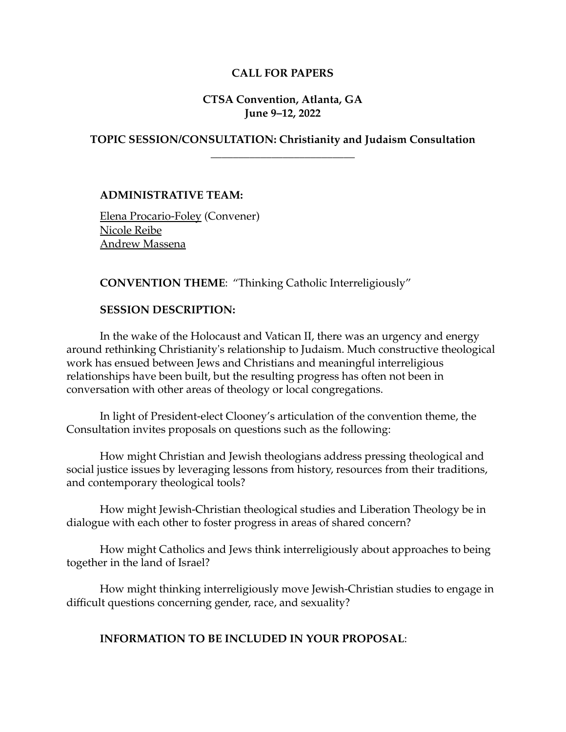**CALL FOR PAPERS**

**CTSA Convention, Atlanta, GA**
**June 9–12, 2022**

**TOPIC SESSION/CONSULTATION: Christianity and Judaism Consultation**

---

**ADMINISTRATIVE TEAM:**

Elena Procario-Foley (Convener)
Nicole Reibe
Andrew Massena

**CONVENTION THEME**: "Thinking Catholic Interreligiously"

**SESSION DESCRIPTION:**

In the wake of the Holocaust and Vatican II, there was an urgency and energy around rethinking Christianity's relationship to Judaism. Much constructive theological work has ensued between Jews and Christians and meaningful interreligious relationships have been built, but the resulting progress has often not been in conversation with other areas of theology or local congregations.

In light of President-elect Clooney's articulation of the convention theme, the Consultation invites proposals on questions such as the following:

How might Christian and Jewish theologians address pressing theological and social justice issues by leveraging lessons from history, resources from their traditions, and contemporary theological tools?

How might Jewish-Christian theological studies and Liberation Theology be in dialogue with each other to foster progress in areas of shared concern?

How might Catholics and Jews think interreligiously about approaches to being together in the land of Israel?

How might thinking interreligiously move Jewish-Christian studies to engage in difficult questions concerning gender, race, and sexuality?

**INFORMATION TO BE INCLUDED IN YOUR PROPOSAL**: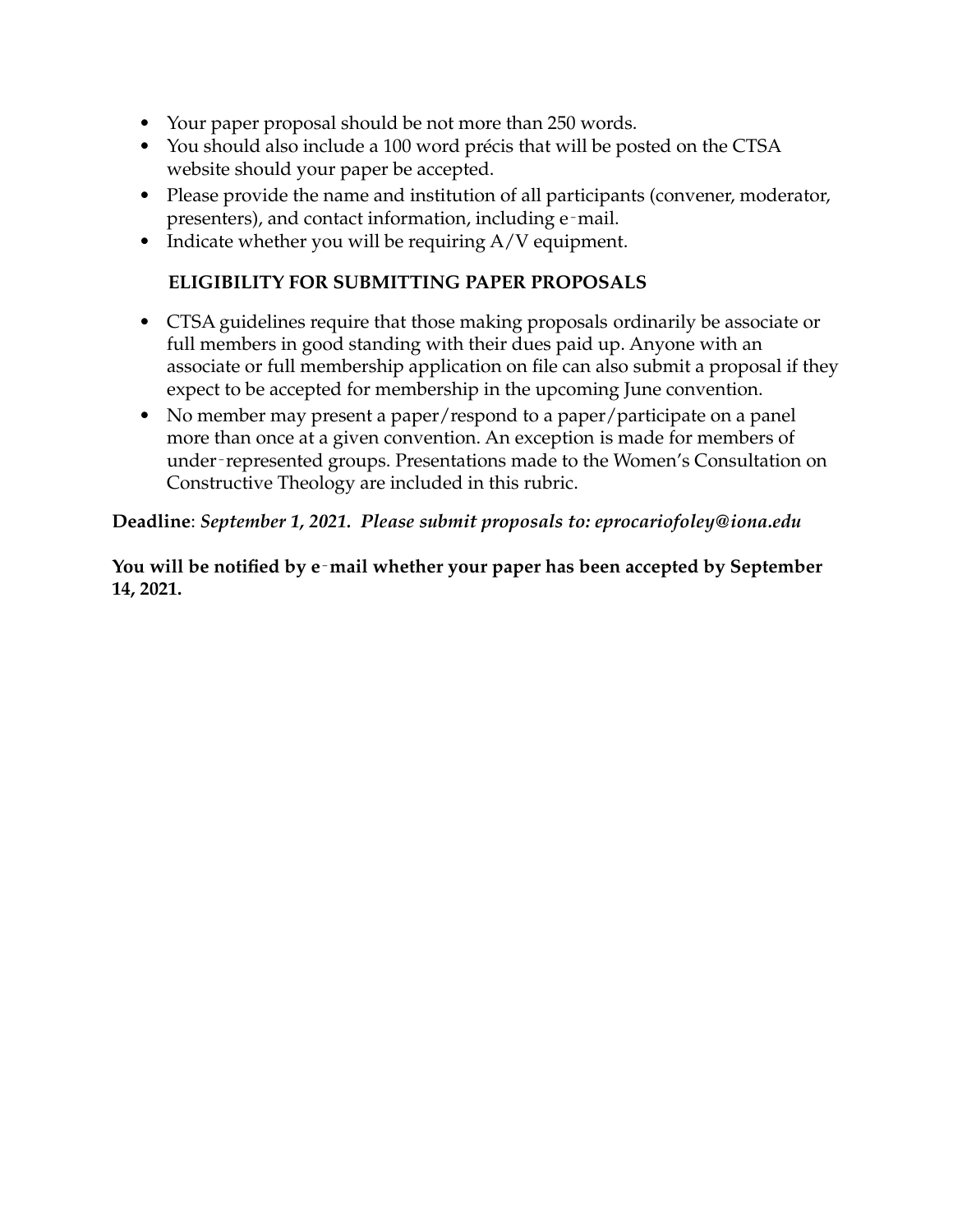- Your paper proposal should be not more than 250 words.
- You should also include a 100 word précis that will be posted on the CTSA website should your paper be accepted.
- Please provide the name and institution of all participants (convener, moderator, presenters), and contact information, including e-mail.
- Indicate whether you will be requiring A/V equipment.

**ELIGIBILITY FOR SUBMITTING PAPER PROPOSALS**

- CTSA guidelines require that those making proposals ordinarily be associate or full members in good standing with their dues paid up. Anyone with an associate or full membership application on file can also submit a proposal if they expect to be accepted for membership in the upcoming June convention.
- No member may present a paper/respond to a paper/participate on a panel more than once at a given convention. An exception is made for members of under-represented groups. Presentations made to the Women's Consultation on Constructive Theology are included in this rubric.

**Deadline**: ***September 1, 2021. Please submit proposals to: eprocariofoley@iona.edu***

**You will be notified by e-mail whether your paper has been accepted by September 14, 2021.**